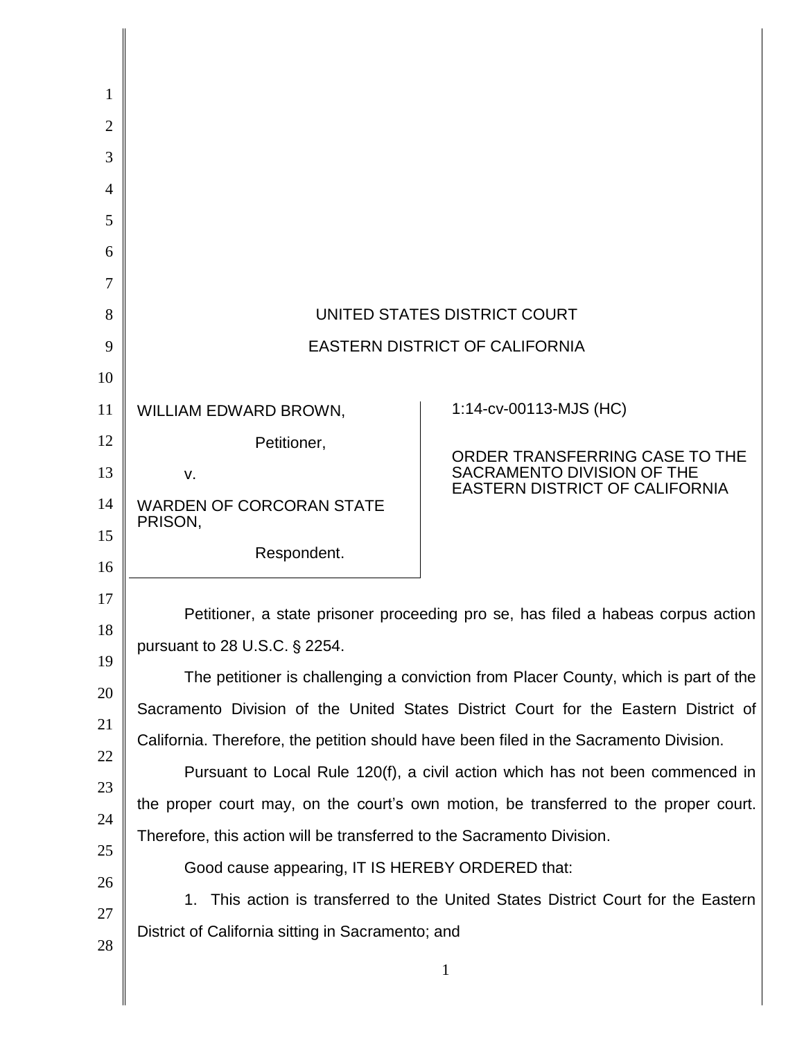UNITED STATES DISTRICT COURT

EASTERN DISTRICT OF CALIFORNIA

| | |
|---|---|
| WILLIAM EDWARD BROWN,<br><br>Petitioner,<br><br>v.<br><br>WARDEN OF CORCORAN STATE PRISON,<br><br>Respondent. | 1:14-cv-00113-MJS (HC)<br><br>ORDER TRANSFERRING CASE TO THE SACRAMENTO DIVISION OF THE EASTERN DISTRICT OF CALIFORNIA |

Petitioner, a state prisoner proceeding pro se, has filed a habeas corpus action pursuant to 28 U.S.C. § 2254.

The petitioner is challenging a conviction from Placer County, which is part of the Sacramento Division of the United States District Court for the Eastern District of California. Therefore, the petition should have been filed in the Sacramento Division.

Pursuant to Local Rule 120(f), a civil action which has not been commenced in the proper court may, on the court's own motion, be transferred to the proper court. Therefore, this action will be transferred to the Sacramento Division.

Good cause appearing, IT IS HEREBY ORDERED that:

1. This action is transferred to the United States District Court for the Eastern District of California sitting in Sacramento; and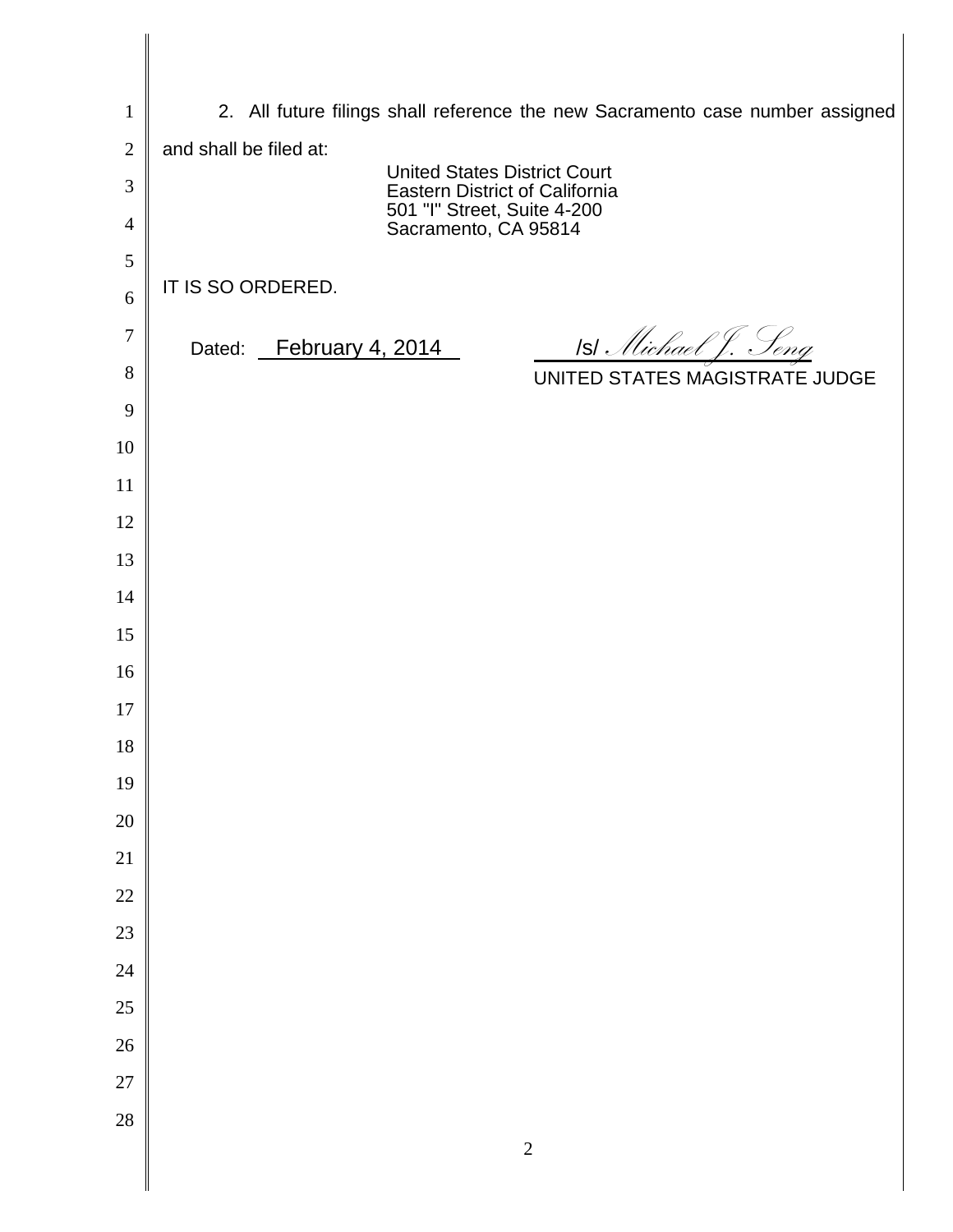2. All future filings shall reference the new Sacramento case number assigned and shall be filed at:

United States District Court
Eastern District of California
501 "I" Street, Suite 4-200
Sacramento, CA 95814

IT IS SO ORDERED.

Dated: February 4, 2014

/s/ *Michael J. Seng*
UNITED STATES MAGISTRATE JUDGE